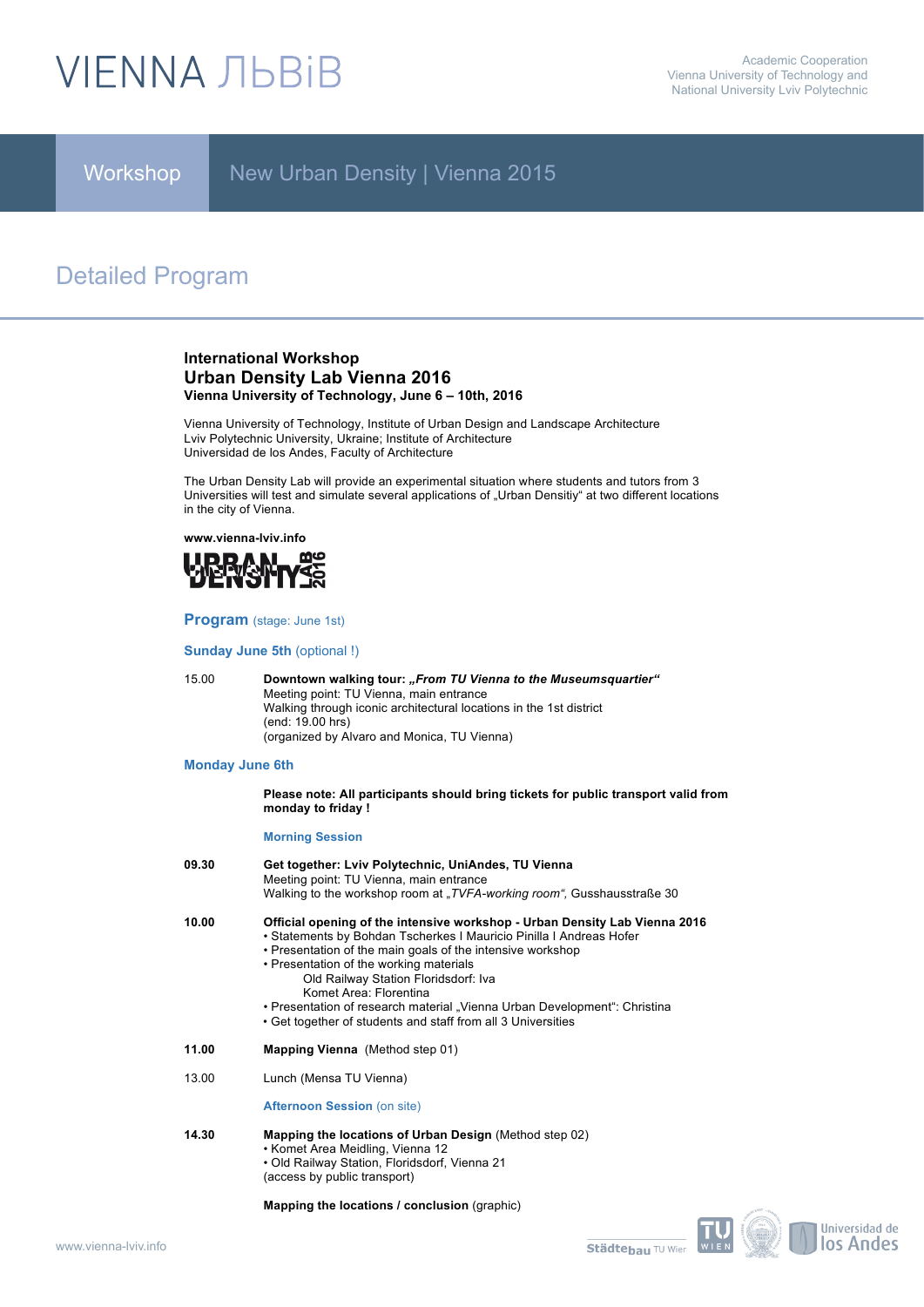# VIENNA ЛЬВіВ

Academic Cooperation
Vienna University of Technology and
National University Lviv Polytechnic

**Workshop** New Urban Density | Vienna 2015

## Detailed Program

### International Workshop
### Urban Density Lab Vienna 2016
**Vienna University of Technology, June 6 – 10th, 2016**

Vienna University of Technology, Institute of Urban Design and Landscape Architecture
Lviv Polytechnic University, Ukraine; Institute of Architecture
Universidad de los Andes, Faculty of Architecture

The Urban Density Lab will provide an experimental situation where students and tutors from 3 Universities will test and simulate several applications of „Urban Densitiy" at two different locations in the city of Vienna.

**www.vienna-lviv.info**

URBAN DENSITY LAB 2016

## Program (stage: June 1st)

### Sunday June 5th (optional !)

15.00 — ***Downtown walking tour: „From TU Vienna to the Museumsquartier"***
Meeting point: TU Vienna, main entrance
Walking through iconic architectural locations in the 1st district
(end: 19.00 hrs)
(organized by Alvaro and Monica, TU Vienna)

### Monday June 6th

**Please note: All participants should bring tickets for public transport valid from monday to friday !**

#### Morning Session

**09.30** — **Get together: Lviv Polytechnic, UniAndes, TU Vienna**
Meeting point: TU Vienna, main entrance
Walking to the workshop room at *„TVFA-working room",* Gusshausstraße 30

**10.00** — **Official opening of the intensive workshop - Urban Density Lab Vienna 2016**
- Statements by Bohdan Tscherkes I Mauricio Pinilla I Andreas Hofer
- Presentation of the main goals of the intensive workshop
- Presentation of the working materials
  - Old Railway Station Floridsdorf: Iva
  - Komet Area: Florentina
- Presentation of research material „Vienna Urban Development": Christina
- Get together of students and staff from all 3 Universities

**11.00** — **Mapping Vienna** (Method step 01)

13.00 — Lunch (Mensa TU Vienna)

#### Afternoon Session (on site)

**14.30** — **Mapping the locations of Urban Design** (Method step 02)
- Komet Area Meidling, Vienna 12
- Old Railway Station, Floridsdorf, Vienna 21

(access by public transport)

**Mapping the locations / conclusion** (graphic)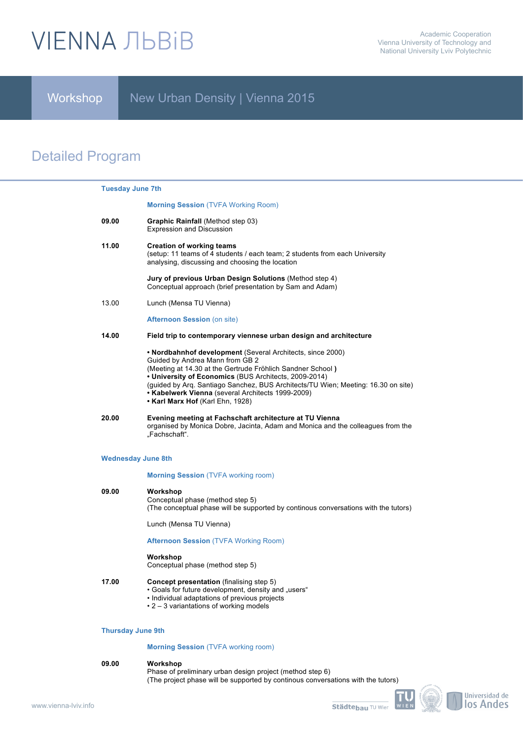# VIENNA ЛЬВіВ

Academic Cooperation
Vienna University of Technology and
National University Lviv Polytechnic

## Workshop — New Urban Density | Vienna 2015

## Detailed Program

### Tuesday June 7th

**Morning Session** (TVFA Working Room)

**09.00** **Graphic Rainfall** (Method step 03)
Expression and Discussion

**11.00** **Creation of working teams**
(setup: 11 teams of 4 students / each team; 2 students from each University
analysing, discussing and choosing the location

**Jury of previous Urban Design Solutions** (Method step 4)
Conceptual approach (brief presentation by Sam and Adam)

13.00 Lunch (Mensa TU Vienna)

**Afternoon Session** (on site)

**14.00** **Field trip to contemporary viennese urban design and architecture**

- **Nordbahnhof development** (Several Architects, since 2000)
Guided by Andrea Mann from GB 2
(Meeting at 14.30 at the Gertrude Fröhlich Sandner School **)**
- **University of Economics** (BUS Architects, 2009-2014)
(guided by Arq. Santiago Sanchez, BUS Architects/TU Wien; Meeting: 16.30 on site)
- **Kabelwerk Vienna** (several Architects 1999-2009)
- **Karl Marx Hof** (Karl Ehn, 1928)

**20.00** **Evening meeting at Fachschaft architecture at TU Vienna**
organised by Monica Dobre, Jacinta, Adam and Monica and the colleagues from the „Fachschaft".

### Wednesday June 8th

**Morning Session** (TVFA working room)

**09.00** **Workshop**
Conceptual phase (method step 5)
(The conceptual phase will be supported by continous conversations with the tutors)

Lunch (Mensa TU Vienna)

**Afternoon Session** (TVFA Working Room)

**Workshop**
Conceptual phase (method step 5)

**17.00** **Concept presentation** (finalising step 5)
- Goals for future development, density and „users"
- Individual adaptations of previous projects
- 2 – 3 variantations of working models

### Thursday June 9th

**Morning Session** (TVFA working room)

**09.00** **Workshop**
Phase of preliminary urban design project (method step 6)
(The project phase will be supported by continous conversations with the tutors)

www.vienna-lviv.info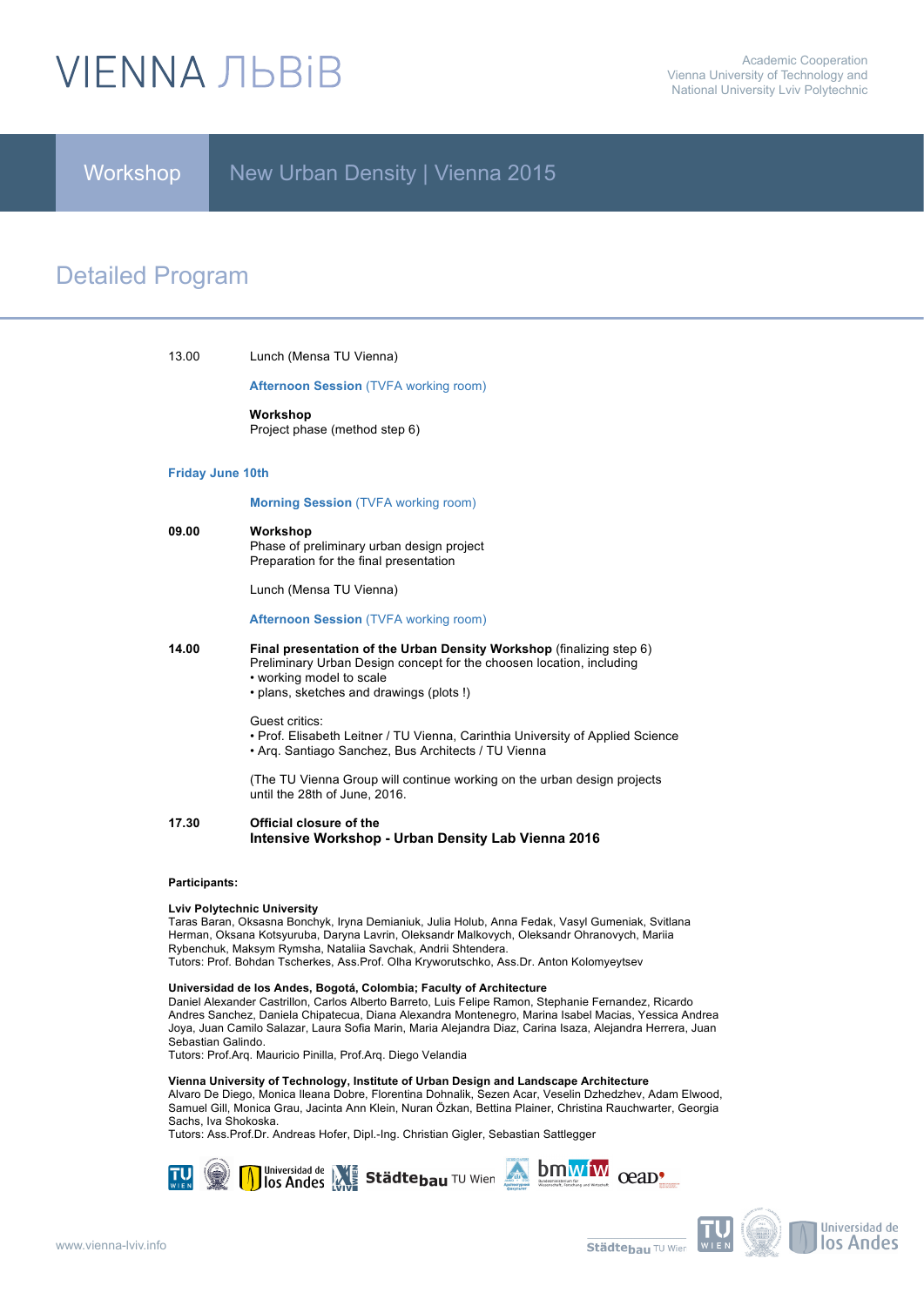# VIENNA ЛЬВіВ

Academic Cooperation
Vienna University of Technology and
National University Lviv Polytechnic

Workshop | New Urban Density | Vienna 2015

## Detailed Program

13.00 Lunch (Mensa TU Vienna)

**Afternoon Session** (TVFA working room)

**Workshop**
Project phase (method step 6)

### Friday June 10th

**Morning Session** (TVFA working room)

**09.00** **Workshop**
Phase of preliminary urban design project
Preparation for the final presentation

Lunch (Mensa TU Vienna)

**Afternoon Session** (TVFA working room)

**14.00** **Final presentation of the Urban Density Workshop** (finalizing step 6)
Preliminary Urban Design concept for the choosen location, including
• working model to scale
• plans, sketches and drawings (plots !)

Guest critics:
• Prof. Elisabeth Leitner / TU Vienna, Carinthia University of Applied Science
• Arq. Santiago Sanchez, Bus Architects / TU Vienna

(The TU Vienna Group will continue working on the urban design projects until the 28th of June, 2016.

**17.30** **Official closure of the**
**Intensive Workshop - Urban Density Lab Vienna 2016**

**Participants:**

**Lviv Polytechnic University**
Taras Baran, Oksasna Bonchyk, Iryna Demianiuk, Julia Holub, Anna Fedak, Vasyl Gumeniak, Svitlana Herman, Oksana Kotsyuruba, Daryna Lavrin, Oleksandr Malkovych, Oleksandr Ohranovych, Mariia Rybenchuk, Maksym Rymsha, Nataliia Savchak, Andrii Shtendera.
Tutors: Prof. Bohdan Tscherkes, Ass.Prof. Olha Kryworutschko, Ass.Dr. Anton Kolomyeytsev

**Universidad de los Andes, Bogotá, Colombia; Faculty of Architecture**
Daniel Alexander Castrillon, Carlos Alberto Barreto, Luis Felipe Ramon, Stephanie Fernandez, Ricardo Andres Sanchez, Daniela Chipatecua, Diana Alexandra Montenegro, Marina Isabel Macias, Yessica Andrea Joya, Juan Camilo Salazar, Laura Sofia Marin, Maria Alejandra Diaz, Carina Isaza, Alejandra Herrera, Juan Sebastian Galindo.
Tutors: Prof.Arq. Mauricio Pinilla, Prof.Arq. Diego Velandia

**Vienna University of Technology, Institute of Urban Design and Landscape Architecture**
Alvaro De Diego, Monica Ileana Dobre, Florentina Dohnalik, Sezen Acar, Veselin Dzhedzhev, Adam Elwood, Samuel Gill, Monica Grau, Jacinta Ann Klein, Nuran Özkan, Bettina Plainer, Christina Rauchwarter, Georgia Sachs, Iva Shokoska.
Tutors: Ass.Prof.Dr. Andreas Hofer, Dipl.-Ing. Christian Gigler, Sebastian Sattlegger

www.vienna-lviv.info